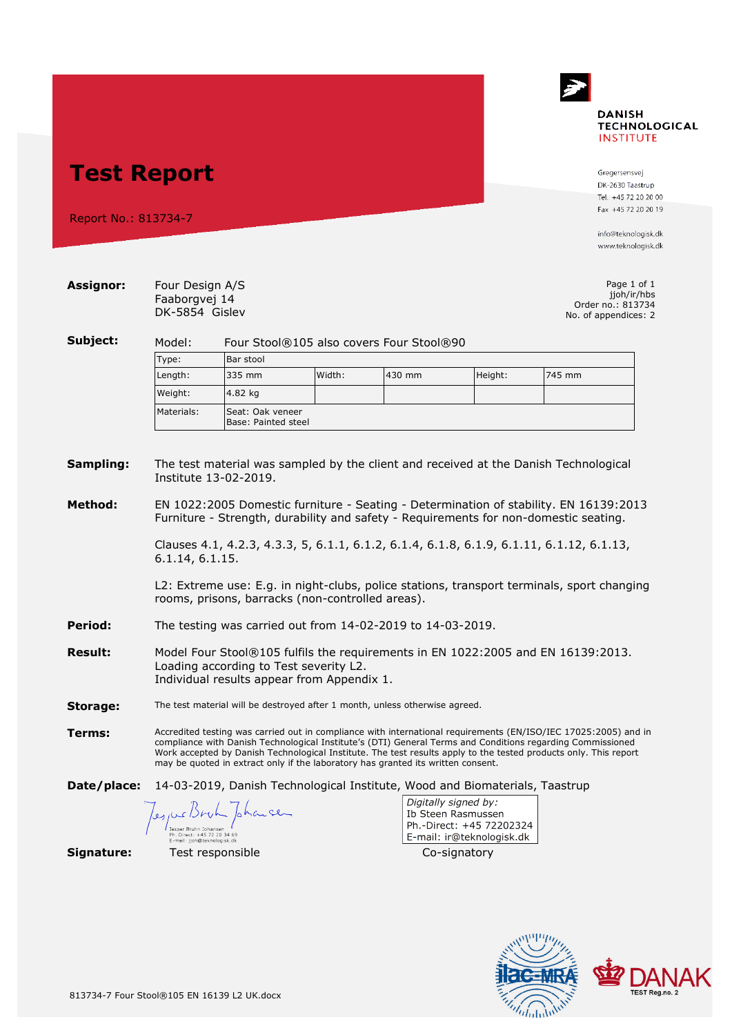# Test Report

Report No.: 813734-7

**DANISH TECHNOLOGICAL INSTITUTE**

Gregersensvej
DK-2630 Taastrup
Tel. +45 72 20 20 00
Fax +45 72 20 20 19

info@teknologisk.dk
www.teknologisk.dk

**Assignor:** Four Design A/S
Faaborgvej 14
DK-5854 Gislev

Page 1 of 1
jjoh/ir/hbs
Order no.: 813734
No. of appendices: 2

**Subject:** Model: Four Stool®105 also covers Four Stool®90

| Type: | Bar stool | | | | |
|---|---|---|---|---|---|
| Length: | 335 mm | Width: | 430 mm | Height: | 745 mm |
| Weight: | 4.82 kg | | | | |
| Materials: | Seat: Oak veneer<br>Base: Painted steel | | | | |

**Sampling:** The test material was sampled by the client and received at the Danish Technological Institute 13-02-2019.

**Method:** EN 1022:2005 Domestic furniture - Seating - Determination of stability. EN 16139:2013 Furniture - Strength, durability and safety - Requirements for non-domestic seating.

Clauses 4.1, 4.2.3, 4.3.3, 5, 6.1.1, 6.1.2, 6.1.4, 6.1.8, 6.1.9, 6.1.11, 6.1.12, 6.1.13, 6.1.14, 6.1.15.

L2: Extreme use: E.g. in night-clubs, police stations, transport terminals, sport changing rooms, prisons, barracks (non-controlled areas).

**Period:** The testing was carried out from 14-02-2019 to 14-03-2019.

**Result:** Model Four Stool®105 fulfils the requirements in EN 1022:2005 and EN 16139:2013.
Loading according to Test severity L2.
Individual results appear from Appendix 1.

**Storage:** The test material will be destroyed after 1 month, unless otherwise agreed.

**Terms:** Accredited testing was carried out in compliance with international requirements (EN/ISO/IEC 17025:2005) and in compliance with Danish Technological Institute's (DTI) General Terms and Conditions regarding Commissioned Work accepted by Danish Technological Institute. The test results apply to the tested products only. This report may be quoted in extract only if the laboratory has granted its written consent.

**Date/place:** 14-03-2019, Danish Technological Institute, Wood and Biomaterials, Taastrup

Jesper Bruhn Johansen
Ph. Direct: +45 72 20 34 69
E-mail: jjoh@teknologisk.dk

*Digitally signed by:*
Ib Steen Rasmussen
Ph.-Direct: +45 72202324
E-mail: ir@teknologisk.dk

**Signature:** Test responsible — Co-signatory

DANAK TEST Reg.no. 2

813734-7 Four Stool®105 EN 16139 L2 UK.docx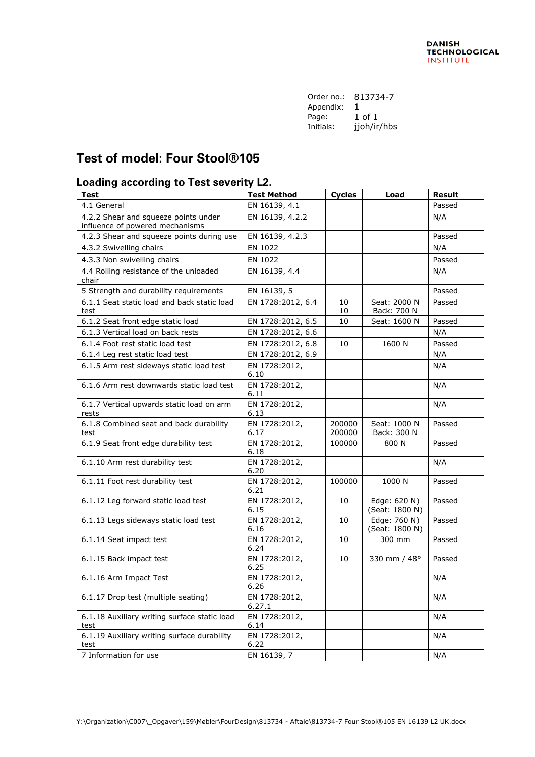DANISH TECHNOLOGICAL INSTITUTE

Order no.: 813734-7
Appendix: 1
Page: 1 of 1
Initials: jjoh/ir/hbs

# Test of model: Four Stool®105

## Loading according to Test severity L2.

| Test | Test Method | Cycles | Load | Result |
|---|---|---|---|---|
| 4.1 General | EN 16139, 4.1 | | | Passed |
| 4.2.2 Shear and squeeze points under influence of powered mechanisms | EN 16139, 4.2.2 | | | N/A |
| 4.2.3 Shear and squeeze points during use | EN 16139, 4.2.3 | | | Passed |
| 4.3.2 Swivelling chairs | EN 1022 | | | N/A |
| 4.3.3 Non swivelling chairs | EN 1022 | | | Passed |
| 4.4 Rolling resistance of the unloaded chair | EN 16139, 4.4 | | | N/A |
| 5 Strength and durability requirements | EN 16139, 5 | | | Passed |
| 6.1.1 Seat static load and back static load test | EN 1728:2012, 6.4 | 10<br>10 | Seat: 2000 N<br>Back: 700 N | Passed |
| 6.1.2 Seat front edge static load | EN 1728:2012, 6.5 | 10 | Seat: 1600 N | Passed |
| 6.1.3 Vertical load on back rests | EN 1728:2012, 6.6 | | | N/A |
| 6.1.4 Foot rest static load test | EN 1728:2012, 6.8 | 10 | 1600 N | Passed |
| 6.1.4 Leg rest static load test | EN 1728:2012, 6.9 | | | N/A |
| 6.1.5 Arm rest sideways static load test | EN 1728:2012, 6.10 | | | N/A |
| 6.1.6 Arm rest downwards static load test | EN 1728:2012, 6.11 | | | N/A |
| 6.1.7 Vertical upwards static load on arm rests | EN 1728:2012, 6.13 | | | N/A |
| 6.1.8 Combined seat and back durability test | EN 1728:2012, 6.17 | 200000<br>200000 | Seat: 1000 N<br>Back: 300 N | Passed |
| 6.1.9 Seat front edge durability test | EN 1728:2012, 6.18 | 100000 | 800 N | Passed |
| 6.1.10 Arm rest durability test | EN 1728:2012, 6.20 | | | N/A |
| 6.1.11 Foot rest durability test | EN 1728:2012, 6.21 | 100000 | 1000 N | Passed |
| 6.1.12 Leg forward static load test | EN 1728:2012, 6.15 | 10 | Edge: 620 N)<br>(Seat: 1800 N) | Passed |
| 6.1.13 Legs sideways static load test | EN 1728:2012, 6.16 | 10 | Edge: 760 N)<br>(Seat: 1800 N) | Passed |
| 6.1.14 Seat impact test | EN 1728:2012, 6.24 | 10 | 300 mm | Passed |
| 6.1.15 Back impact test | EN 1728:2012, 6.25 | 10 | 330 mm / 48° | Passed |
| 6.1.16 Arm Impact Test | EN 1728:2012, 6.26 | | | N/A |
| 6.1.17 Drop test (multiple seating) | EN 1728:2012, 6.27.1 | | | N/A |
| 6.1.18 Auxiliary writing surface static load test | EN 1728:2012, 6.14 | | | N/A |
| 6.1.19 Auxiliary writing surface durability test | EN 1728:2012, 6.22 | | | N/A |
| 7 Information for use | EN 16139, 7 | | | N/A |

Y:\Organization\C007\_Opgaver\159\Møbler\FourDesign\813734 - Aftale\813734-7 Four Stool®105 EN 16139 L2 UK.docx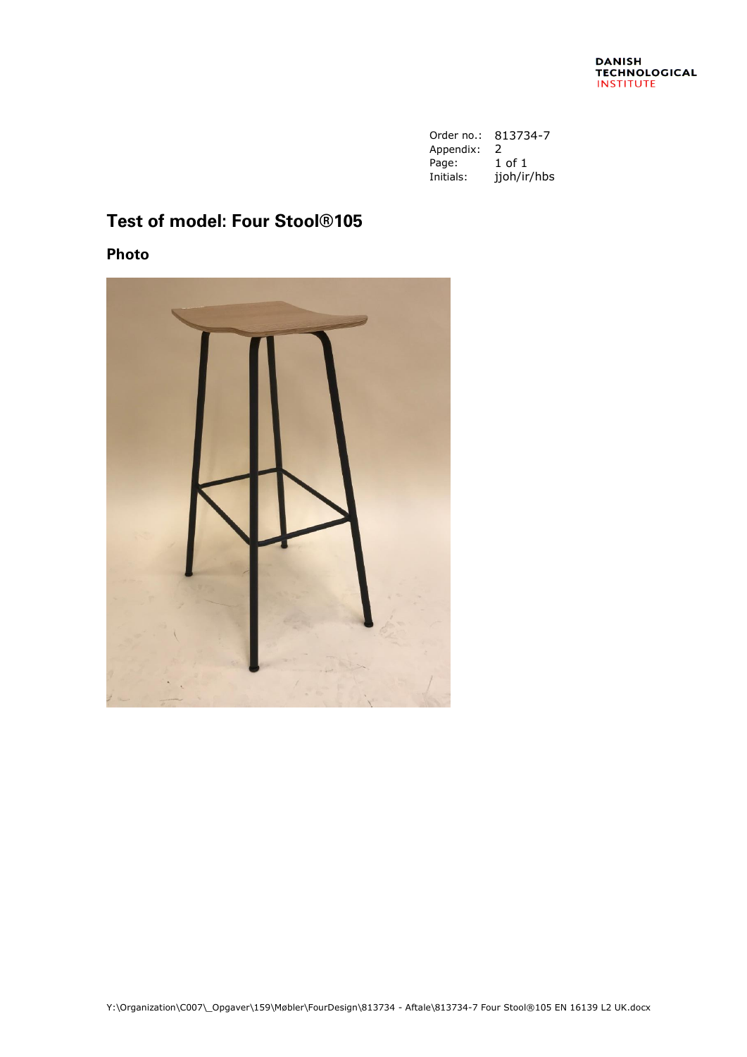DANISH TECHNOLOGICAL INSTITUTE

| | |
|---|---|
| Order no.: | 813734-7 |
| Appendix: | 2 |
| Page: | 1 of 1 |
| Initials: | jjoh/ir/hbs |

# Test of model: Four Stool®105

## Photo

Y:\Organization\C007\_Opgaver\159\Møbler\FourDesign\813734 - Aftale\813734-7 Four Stool®105 EN 16139 L2 UK.docx